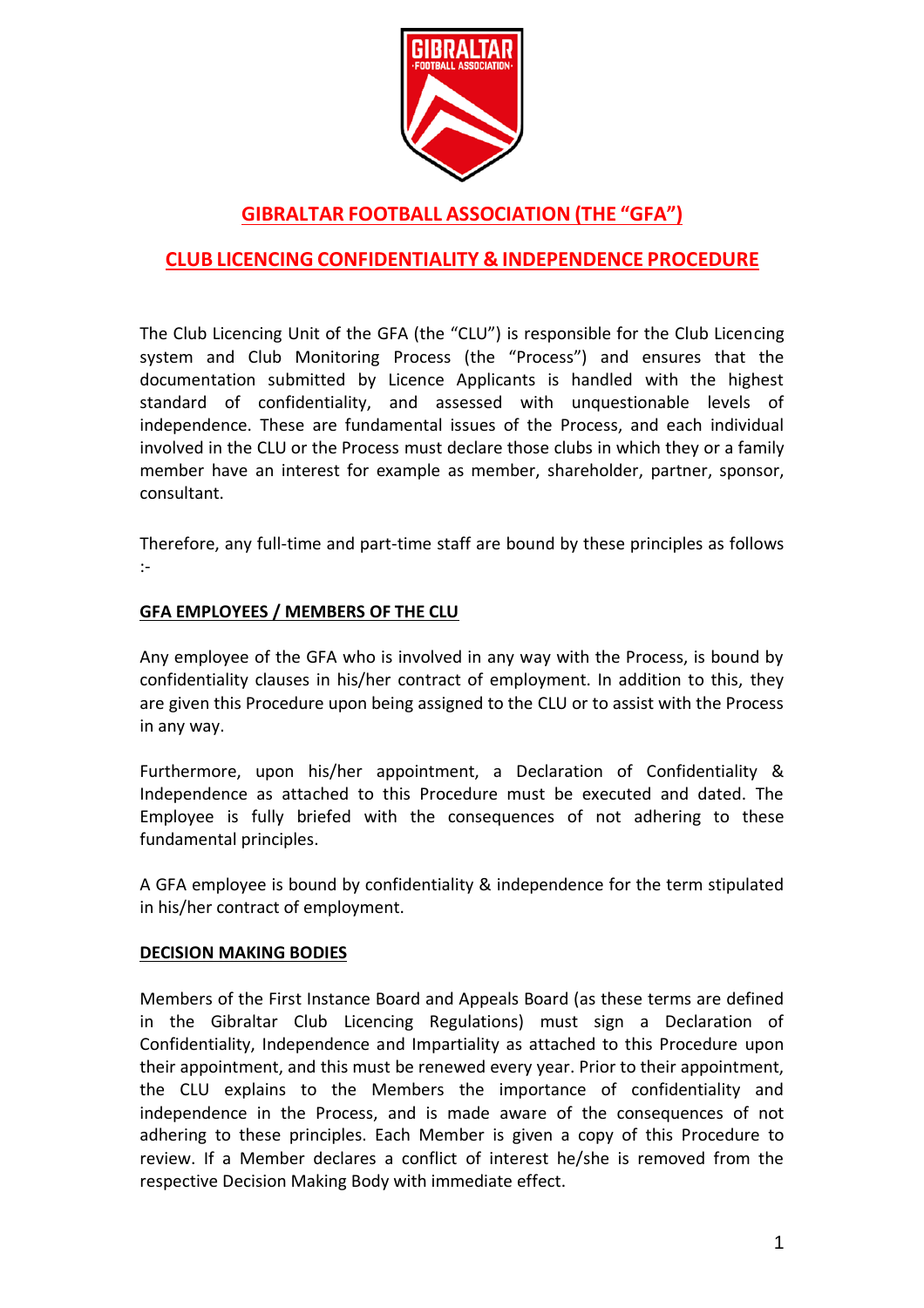# GIBRALTAR FOOTBALL ASSOCIATION (THE "GFA")

## CLUB LICENCING CONFIDENTIALITY & INDEPENDENCE PROCEDURE

The Club Licencing Unit of the GFA (the "CLU") is responsible for the Club Licencing system and Club Monitoring Process (the "Process") and ensures that the documentation submitted by Licence Applicants is handled with the highest standard of confidentiality, and assessed with unquestionable levels of independence. These are fundamental issues of the Process, and each individual involved in the CLU or the Process must declare those clubs in which they or a family member have an interest for example as member, shareholder, partner, sponsor, consultant.

Therefore, any full-time and part-time staff are bound by these principles as follows :-

### GFA EMPLOYEES / MEMBERS OF THE CLU

Any employee of the GFA who is involved in any way with the Process, is bound by confidentiality clauses in his/her contract of employment. In addition to this, they are given this Procedure upon being assigned to the CLU or to assist with the Process in any way.

Furthermore, upon his/her appointment, a Declaration of Confidentiality & Independence as attached to this Procedure must be executed and dated. The Employee is fully briefed with the consequences of not adhering to these fundamental principles.

A GFA employee is bound by confidentiality & independence for the term stipulated in his/her contract of employment.

### DECISION MAKING BODIES

Members of the First Instance Board and Appeals Board (as these terms are defined in the Gibraltar Club Licencing Regulations) must sign a Declaration of Confidentiality, Independence and Impartiality as attached to this Procedure upon their appointment, and this must be renewed every year. Prior to their appointment, the CLU explains to the Members the importance of confidentiality and independence in the Process, and is made aware of the consequences of not adhering to these principles. Each Member is given a copy of this Procedure to review. If a Member declares a conflict of interest he/she is removed from the respective Decision Making Body with immediate effect.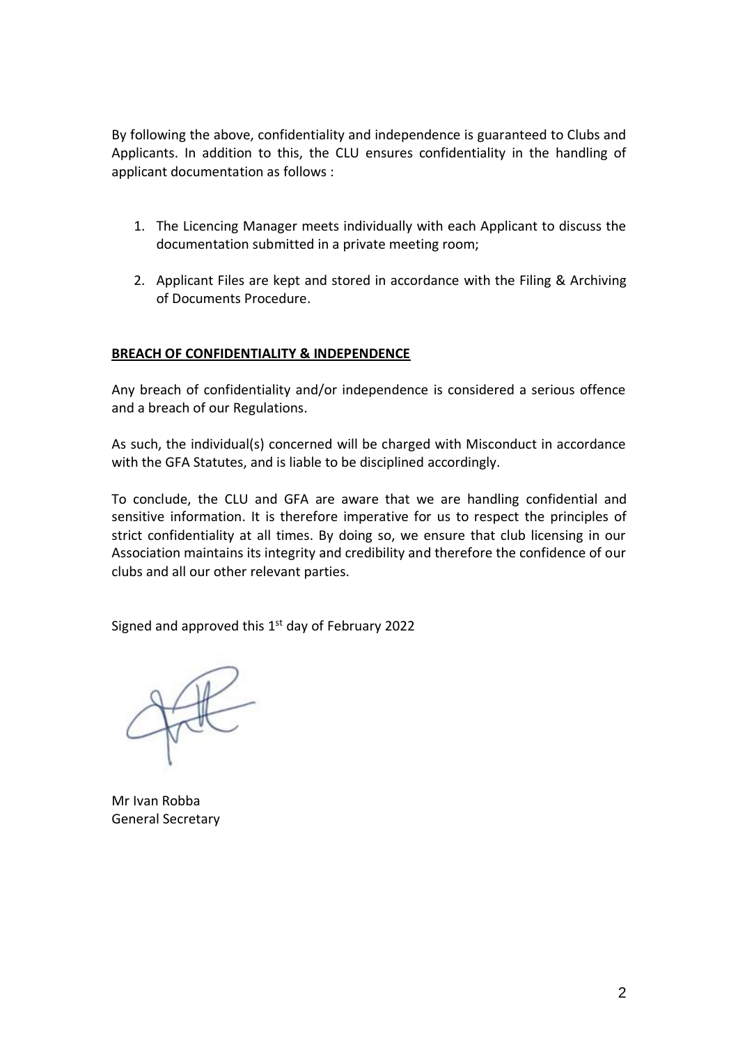By following the above, confidentiality and independence is guaranteed to Clubs and Applicants. In addition to this, the CLU ensures confidentiality in the handling of applicant documentation as follows :

1. The Licencing Manager meets individually with each Applicant to discuss the documentation submitted in a private meeting room;
2. Applicant Files are kept and stored in accordance with the Filing & Archiving of Documents Procedure.

**BREACH OF CONFIDENTIALITY & INDEPENDENCE**

Any breach of confidentiality and/or independence is considered a serious offence and a breach of our Regulations.

As such, the individual(s) concerned will be charged with Misconduct in accordance with the GFA Statutes, and is liable to be disciplined accordingly.

To conclude, the CLU and GFA are aware that we are handling confidential and sensitive information. It is therefore imperative for us to respect the principles of strict confidentiality at all times. By doing so, we ensure that club licensing in our Association maintains its integrity and credibility and therefore the confidence of our clubs and all our other relevant parties.

Signed and approved this 1st day of February 2022

Mr Ivan Robba
General Secretary